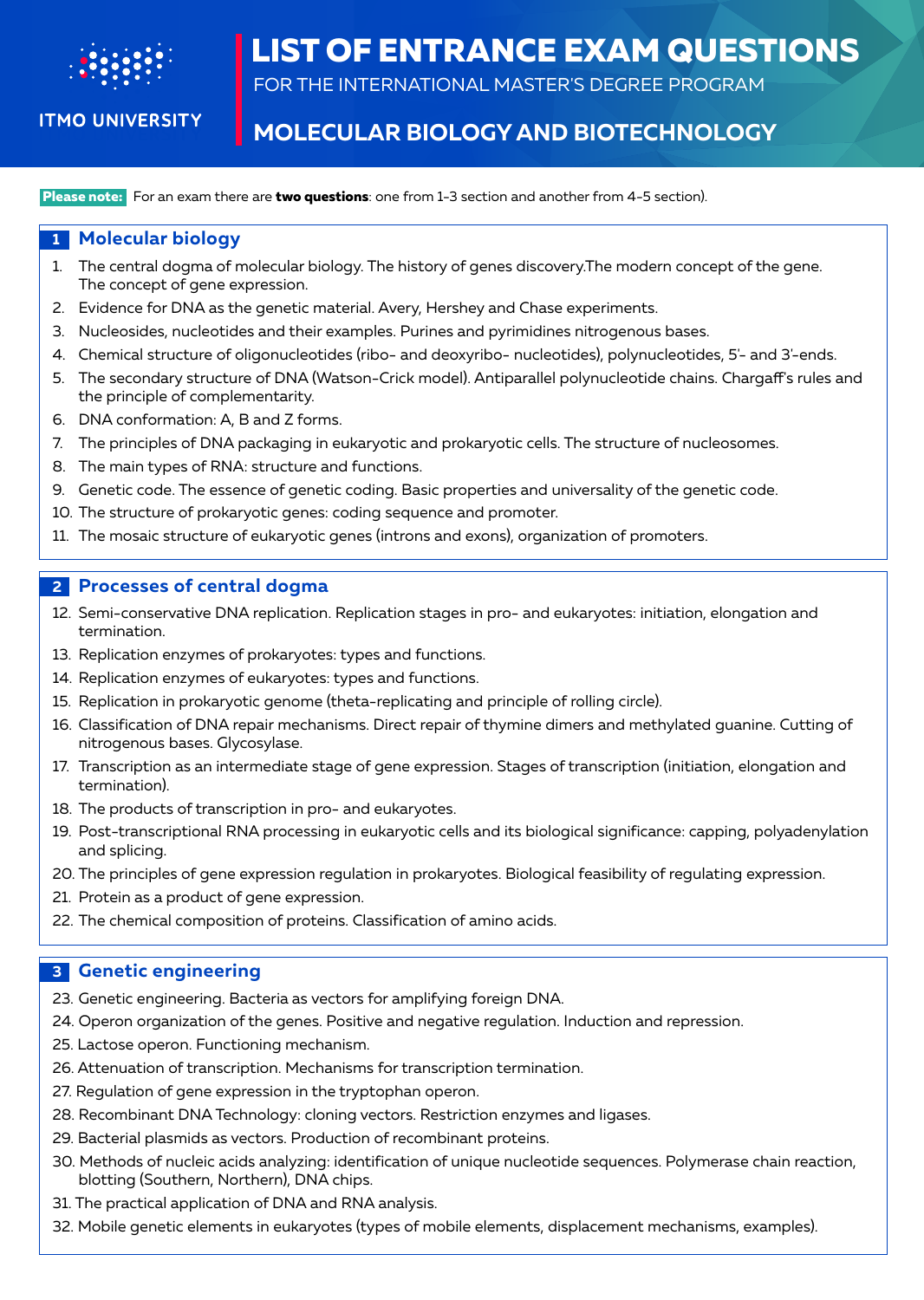ITMO UNIVERSITY

# LIST OF ENTRANCE EXAM QUESTIONS

FOR THE INTERNATIONAL MASTER'S DEGREE PROGRAM

## MOLECULAR BIOLOGY AND BIOTECHNOLOGY

**Please note:** For an exam there are **two questions**: one from 1-3 section and another from 4-5 section).

## 1 Molecular biology

1. The central dogma of molecular biology. The history of genes discovery.The modern concept of the gene. The concept of gene expression.
2. Evidence for DNA as the genetic material. Avery, Hershey and Chase experiments.
3. Nucleosides, nucleotides and their examples. Purines and pyrimidines nitrogenous bases.
4. Chemical structure of oligonucleotides (ribo- and deoxyribo- nucleotides), polynucleotides, 5'- and 3'-ends.
5. The secondary structure of DNA (Watson-Crick model). Antiparallel polynucleotide chains. Chargaff's rules and the principle of complementarity.
6. DNA conformation: A, B and Z forms.
7. The principles of DNA packaging in eukaryotic and prokaryotic cells. The structure of nucleosomes.
8. The main types of RNA: structure and functions.
9. Genetic code. The essence of genetic coding. Basic properties and universality of the genetic code.
10. The structure of prokaryotic genes: coding sequence and promoter.
11. The mosaic structure of eukaryotic genes (introns and exons), organization of promoters.

## 2 Processes of central dogma

12. Semi-conservative DNA replication. Replication stages in pro- and eukaryotes: initiation, elongation and termination.
13. Replication enzymes of prokaryotes: types and functions.
14. Replication enzymes of eukaryotes: types and functions.
15. Replication in prokaryotic genome (theta-replicating and principle of rolling circle).
16. Classification of DNA repair mechanisms. Direct repair of thymine dimers and methylated guanine. Cutting of nitrogenous bases. Glycosylase.
17. Transcription as an intermediate stage of gene expression. Stages of transcription (initiation, elongation and termination).
18. The products of transcription in pro- and eukaryotes.
19. Post-transcriptional RNA processing in eukaryotic cells and its biological significance: capping, polyadenylation and splicing.
20. The principles of gene expression regulation in prokaryotes. Biological feasibility of regulating expression.
21. Protein as a product of gene expression.
22. The chemical composition of proteins. Classification of amino acids.

## 3 Genetic engineering

23. Genetic engineering. Bacteria as vectors for amplifying foreign DNA.
24. Operon organization of the genes. Positive and negative regulation. Induction and repression.
25. Lactose operon. Functioning mechanism.
26. Attenuation of transcription. Mechanisms for transcription termination.
27. Regulation of gene expression in the tryptophan operon.
28. Recombinant DNA Technology: cloning vectors. Restriction enzymes and ligases.
29. Bacterial plasmids as vectors. Production of recombinant proteins.
30. Methods of nucleic acids analyzing: identification of unique nucleotide sequences. Polymerase chain reaction, blotting (Southern, Northern), DNA chips.
31. The practical application of DNA and RNA analysis.
32. Mobile genetic elements in eukaryotes (types of mobile elements, displacement mechanisms, examples).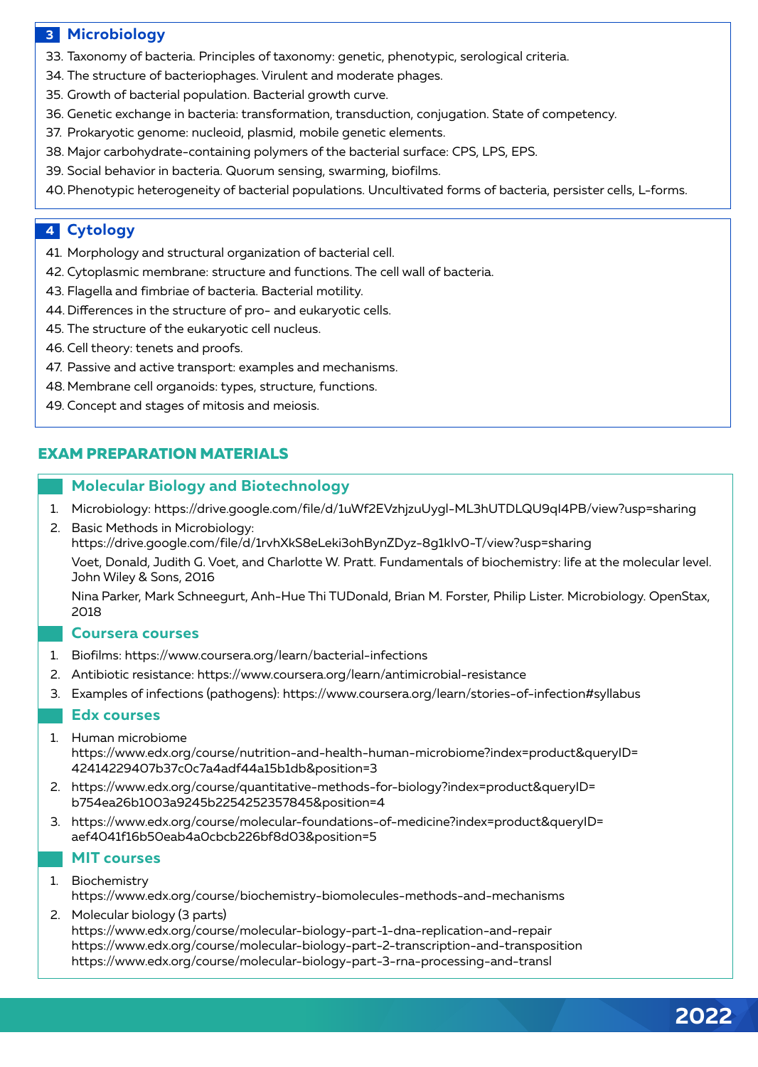## 3 Microbiology

33. Taxonomy of bacteria. Principles of taxonomy: genetic, phenotypic, serological criteria.
34. The structure of bacteriophages. Virulent and moderate phages.
35. Growth of bacterial population. Bacterial growth curve.
36. Genetic exchange in bacteria: transformation, transduction, conjugation. State of competency.
37. Prokaryotic genome: nucleoid, plasmid, mobile genetic elements.
38. Major carbohydrate-containing polymers of the bacterial surface: CPS, LPS, EPS.
39. Social behavior in bacteria. Quorum sensing, swarming, biofilms.
40. Phenotypic heterogeneity of bacterial populations. Uncultivated forms of bacteria, persister cells, L-forms.

## 4 Cytology

41. Morphology and structural organization of bacterial cell.
42. Cytoplasmic membrane: structure and functions. The cell wall of bacteria.
43. Flagella and fimbriae of bacteria. Bacterial motility.
44. Differences in the structure of pro- and eukaryotic cells.
45. The structure of the eukaryotic cell nucleus.
46. Cell theory: tenets and proofs.
47. Passive and active transport: examples and mechanisms.
48. Membrane cell organoids: types, structure, functions.
49. Concept and stages of mitosis and meiosis.

# EXAM PREPARATION MATERIALS

## Molecular Biology and Biotechnology

1. Microbiology: https://drive.google.com/file/d/1uWf2EVzhjzuUygl-ML3hUTDLQU9qI4PB/view?usp=sharing
2. Basic Methods in Microbiology:
   https://drive.google.com/file/d/1rvhXkS8eLeki3ohBynZDyz-8g1klv0-T/view?usp=sharing

   Voet, Donald, Judith G. Voet, and Charlotte W. Pratt. Fundamentals of biochemistry: life at the molecular level. John Wiley & Sons, 2016

   Nina Parker, Mark Schneegurt, Anh-Hue Thi TUDonald, Brian M. Forster, Philip Lister. Microbiology. OpenStax, 2018

## Coursera courses

1. Biofilms: https://www.coursera.org/learn/bacterial-infections
2. Antibiotic resistance: https://www.coursera.org/learn/antimicrobial-resistance
3. Examples of infections (pathogens): https://www.coursera.org/learn/stories-of-infection#syllabus

## Edx courses

1. Human microbiome
   https://www.edx.org/course/nutrition-and-health-human-microbiome?index=product&queryID=42414229407b37c0c7a4adf44a15b1db&position=3
2. https://www.edx.org/course/quantitative-methods-for-biology?index=product&queryID=b754ea26b1003a9245b2254252357845&position=4
3. https://www.edx.org/course/molecular-foundations-of-medicine?index=product&queryID=aef4041f16b50eab4a0cbcb226bf8d03&position=5

## MIT courses

1. Biochemistry
   https://www.edx.org/course/biochemistry-biomolecules-methods-and-mechanisms
2. Molecular biology (3 parts)
   https://www.edx.org/course/molecular-biology-part-1-dna-replication-and-repair
   https://www.edx.org/course/molecular-biology-part-2-transcription-and-transposition
   https://www.edx.org/course/molecular-biology-part-3-rna-processing-and-transl

2022